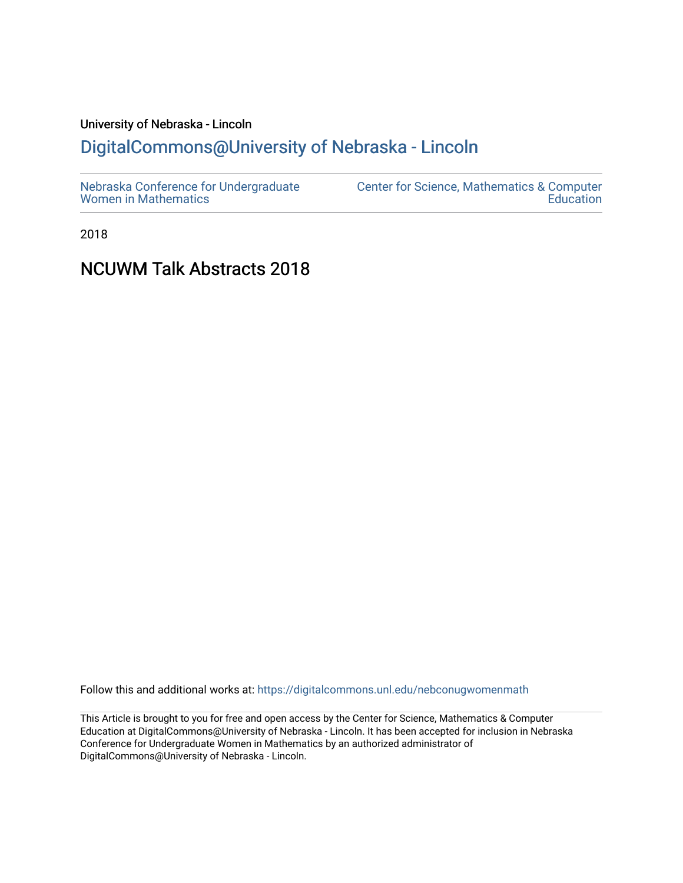University of Nebraska - Lincoln

## DigitalCommons@University of Nebraska - Lincoln

Nebraska Conference for Undergraduate Women in Mathematics | Center for Science, Mathematics & Computer Education

2018

# NCUWM Talk Abstracts 2018

Follow this and additional works at: https://digitalcommons.unl.edu/nebconugwomenmath

This Article is brought to you for free and open access by the Center for Science, Mathematics & Computer Education at DigitalCommons@University of Nebraska - Lincoln. It has been accepted for inclusion in Nebraska Conference for Undergraduate Women in Mathematics by an authorized administrator of DigitalCommons@University of Nebraska - Lincoln.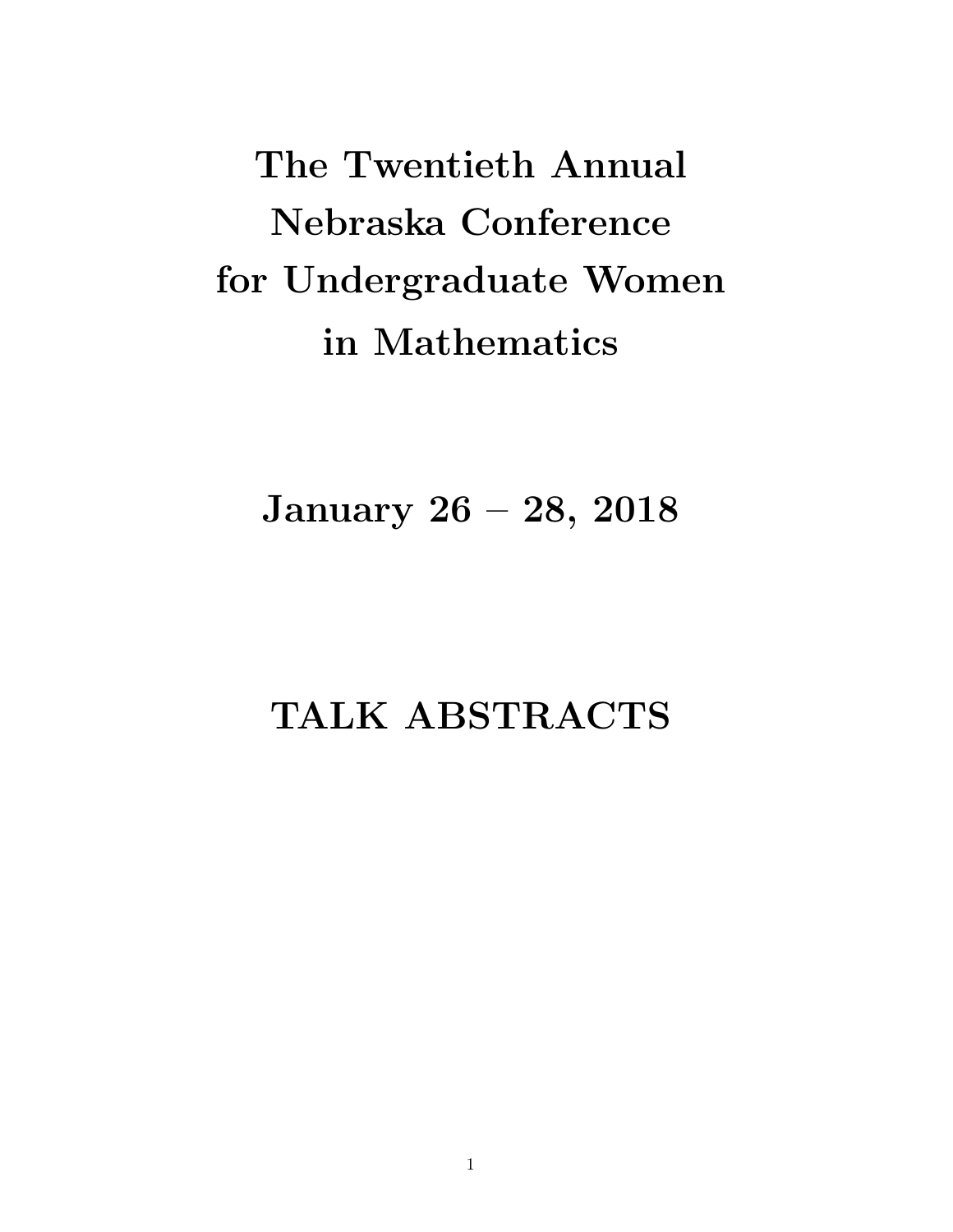# The Twentieth Annual Nebraska Conference for Undergraduate Women in Mathematics

# January 26 – 28, 2018

# TALK ABSTRACTS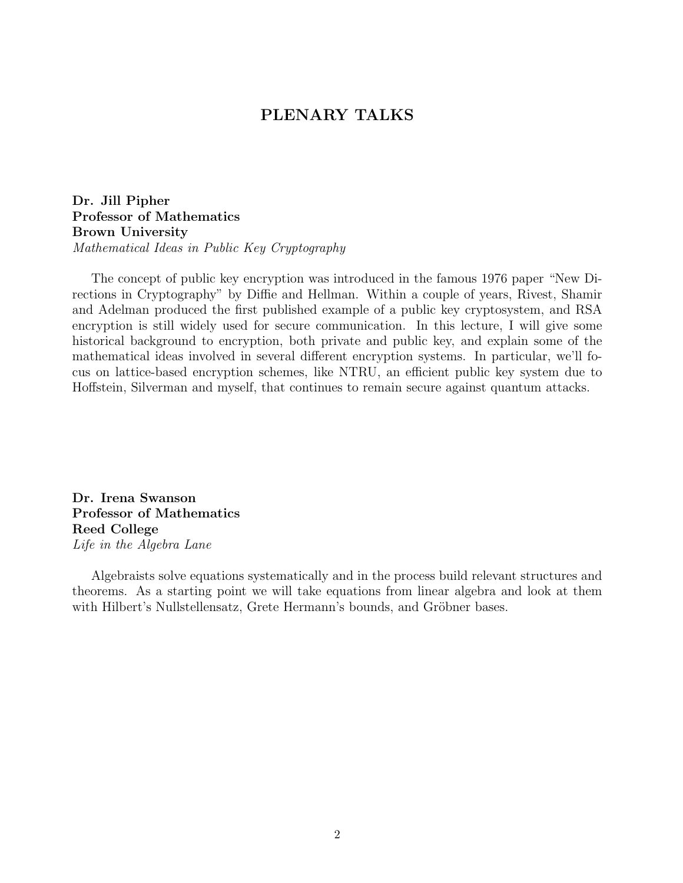# PLENARY TALKS

**Dr. Jill Pipher**
**Professor of Mathematics**
**Brown University**
*Mathematical Ideas in Public Key Cryptography*

The concept of public key encryption was introduced in the famous 1976 paper "New Directions in Cryptography" by Diffie and Hellman. Within a couple of years, Rivest, Shamir and Adelman produced the first published example of a public key cryptosystem, and RSA encryption is still widely used for secure communication. In this lecture, I will give some historical background to encryption, both private and public key, and explain some of the mathematical ideas involved in several different encryption systems. In particular, we'll focus on lattice-based encryption schemes, like NTRU, an efficient public key system due to Hoffstein, Silverman and myself, that continues to remain secure against quantum attacks.

**Dr. Irena Swanson**
**Professor of Mathematics**
**Reed College**
*Life in the Algebra Lane*

Algebraists solve equations systematically and in the process build relevant structures and theorems. As a starting point we will take equations from linear algebra and look at them with Hilbert's Nullstellensatz, Grete Hermann's bounds, and Gröbner bases.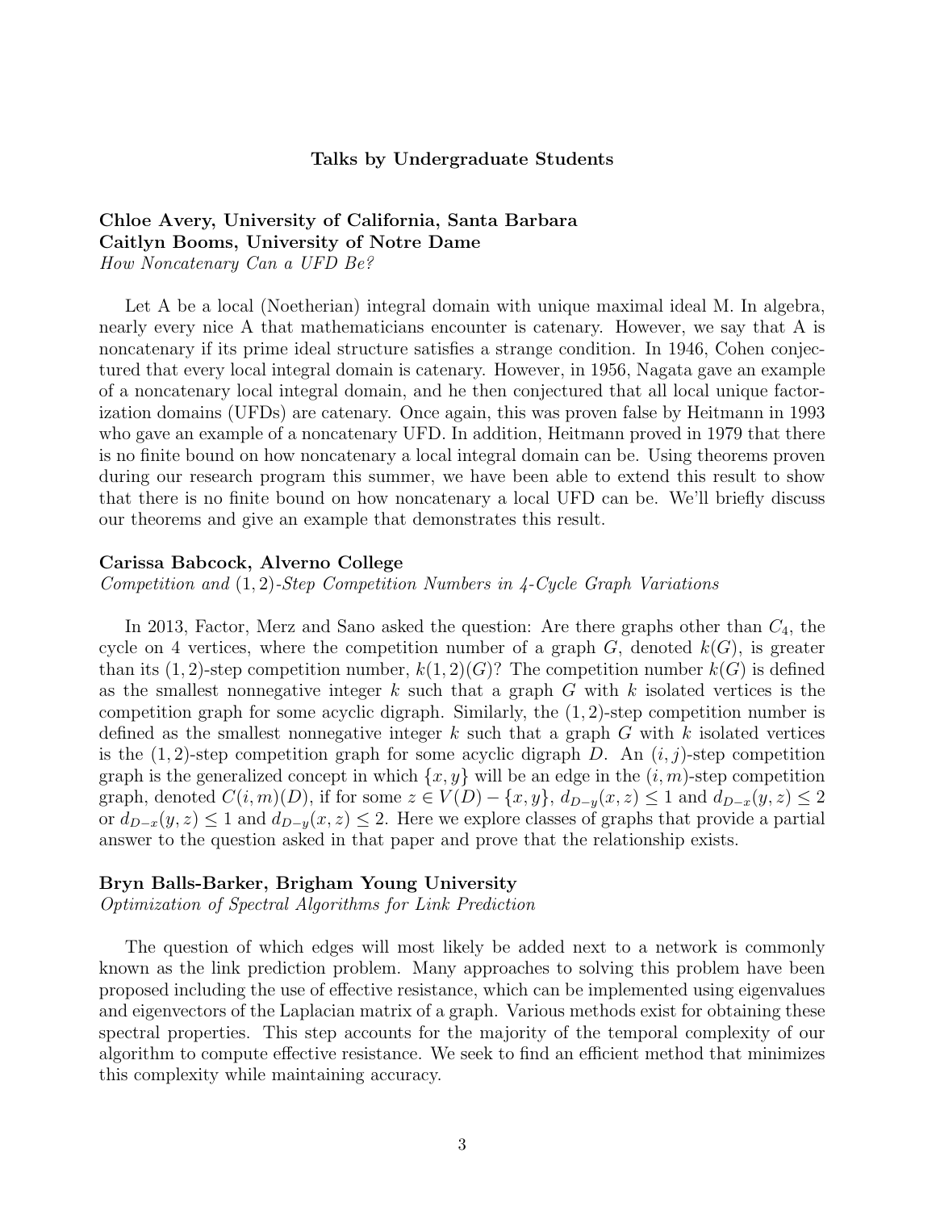## Talks by Undergraduate Students

**Chloe Avery, University of California, Santa Barbara**
**Caitlyn Booms, University of Notre Dame**
*How Noncatenary Can a UFD Be?*

Let A be a local (Noetherian) integral domain with unique maximal ideal M. In algebra, nearly every nice A that mathematicians encounter is catenary. However, we say that A is noncatenary if its prime ideal structure satisfies a strange condition. In 1946, Cohen conjectured that every local integral domain is catenary. However, in 1956, Nagata gave an example of a noncatenary local integral domain, and he then conjectured that all local unique factorization domains (UFDs) are catenary. Once again, this was proven false by Heitmann in 1993 who gave an example of a noncatenary UFD. In addition, Heitmann proved in 1979 that there is no finite bound on how noncatenary a local integral domain can be. Using theorems proven during our research program this summer, we have been able to extend this result to show that there is no finite bound on how noncatenary a local UFD can be. We'll briefly discuss our theorems and give an example that demonstrates this result.

**Carissa Babcock, Alverno College**
*Competition and $(1, 2)$-Step Competition Numbers in 4-Cycle Graph Variations*

In 2013, Factor, Merz and Sano asked the question: Are there graphs other than $C_4$, the cycle on 4 vertices, where the competition number of a graph $G$, denoted $k(G)$, is greater than its $(1, 2)$-step competition number, $k(1, 2)(G)$? The competition number $k(G)$ is defined as the smallest nonnegative integer $k$ such that a graph $G$ with $k$ isolated vertices is the competition graph for some acyclic digraph. Similarly, the $(1, 2)$-step competition number is defined as the smallest nonnegative integer $k$ such that a graph $G$ with $k$ isolated vertices is the $(1, 2)$-step competition graph for some acyclic digraph $D$. An $(i, j)$-step competition graph is the generalized concept in which $\{x, y\}$ will be an edge in the $(i, m)$-step competition graph, denoted $C(i, m)(D)$, if for some $z \in V(D) - \{x, y\}$, $d_{D-y}(x, z) \leq 1$ and $d_{D-x}(y, z) \leq 2$ or $d_{D-x}(y, z) \leq 1$ and $d_{D-y}(x, z) \leq 2$. Here we explore classes of graphs that provide a partial answer to the question asked in that paper and prove that the relationship exists.

**Bryn Balls-Barker, Brigham Young University**
*Optimization of Spectral Algorithms for Link Prediction*

The question of which edges will most likely be added next to a network is commonly known as the link prediction problem. Many approaches to solving this problem have been proposed including the use of effective resistance, which can be implemented using eigenvalues and eigenvectors of the Laplacian matrix of a graph. Various methods exist for obtaining these spectral properties. This step accounts for the majority of the temporal complexity of our algorithm to compute effective resistance. We seek to find an efficient method that minimizes this complexity while maintaining accuracy.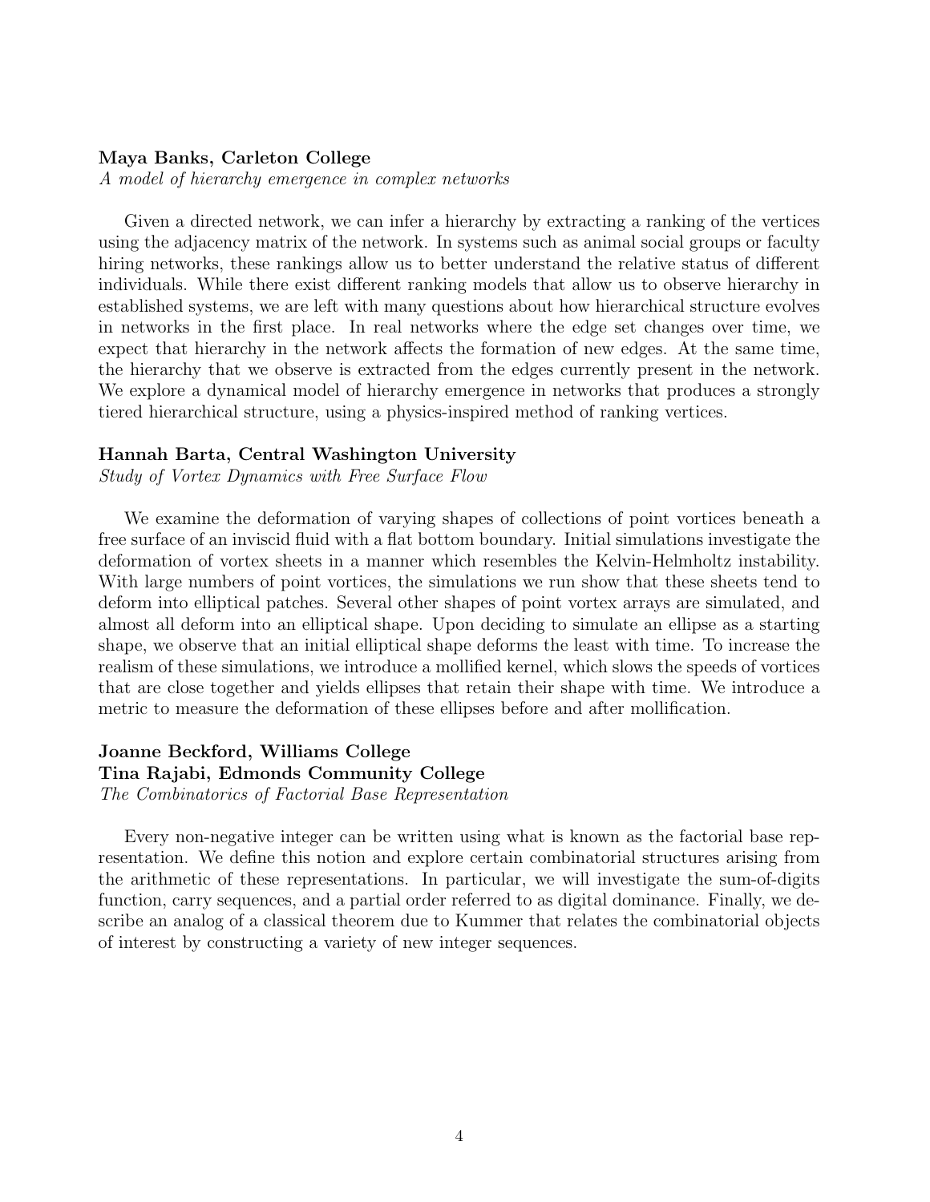**Maya Banks, Carleton College**
*A model of hierarchy emergence in complex networks*

Given a directed network, we can infer a hierarchy by extracting a ranking of the vertices using the adjacency matrix of the network. In systems such as animal social groups or faculty hiring networks, these rankings allow us to better understand the relative status of different individuals. While there exist different ranking models that allow us to observe hierarchy in established systems, we are left with many questions about how hierarchical structure evolves in networks in the first place. In real networks where the edge set changes over time, we expect that hierarchy in the network affects the formation of new edges. At the same time, the hierarchy that we observe is extracted from the edges currently present in the network. We explore a dynamical model of hierarchy emergence in networks that produces a strongly tiered hierarchical structure, using a physics-inspired method of ranking vertices.

**Hannah Barta, Central Washington University**
*Study of Vortex Dynamics with Free Surface Flow*

We examine the deformation of varying shapes of collections of point vortices beneath a free surface of an inviscid fluid with a flat bottom boundary. Initial simulations investigate the deformation of vortex sheets in a manner which resembles the Kelvin-Helmholtz instability. With large numbers of point vortices, the simulations we run show that these sheets tend to deform into elliptical patches. Several other shapes of point vortex arrays are simulated, and almost all deform into an elliptical shape. Upon deciding to simulate an ellipse as a starting shape, we observe that an initial elliptical shape deforms the least with time. To increase the realism of these simulations, we introduce a mollified kernel, which slows the speeds of vortices that are close together and yields ellipses that retain their shape with time. We introduce a metric to measure the deformation of these ellipses before and after mollification.

**Joanne Beckford, Williams College**
**Tina Rajabi, Edmonds Community College**
*The Combinatorics of Factorial Base Representation*

Every non-negative integer can be written using what is known as the factorial base representation. We define this notion and explore certain combinatorial structures arising from the arithmetic of these representations. In particular, we will investigate the sum-of-digits function, carry sequences, and a partial order referred to as digital dominance. Finally, we describe an analog of a classical theorem due to Kummer that relates the combinatorial objects of interest by constructing a variety of new integer sequences.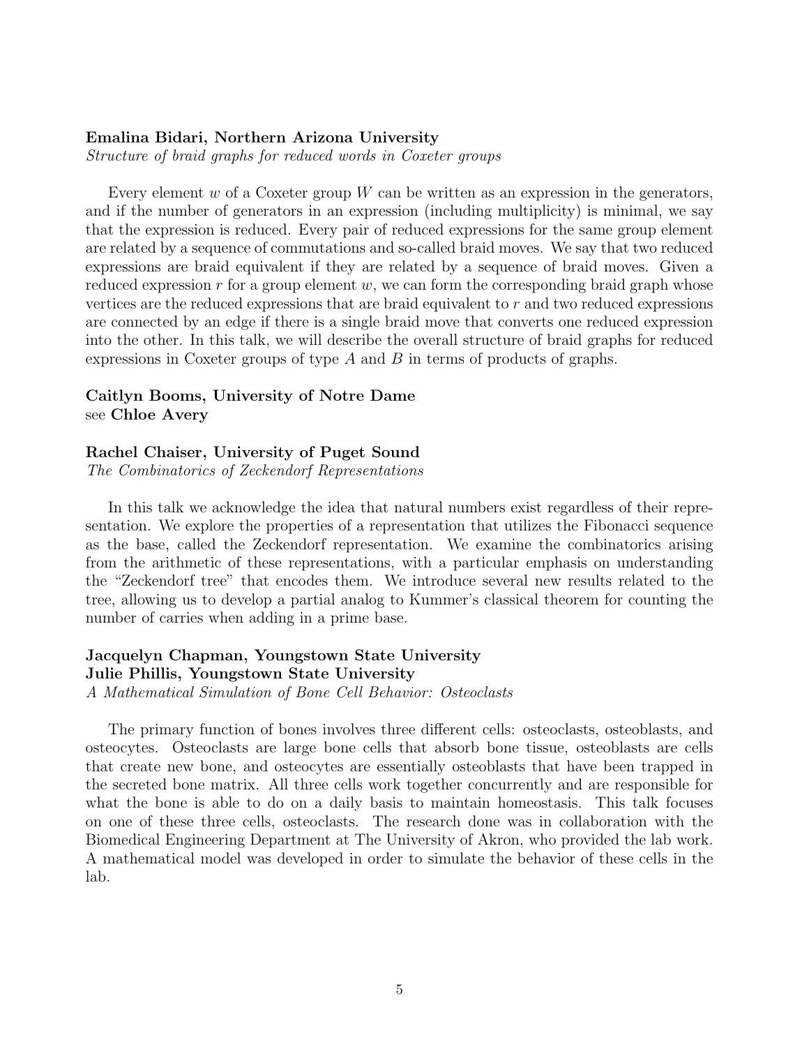**Emalina Bidari, Northern Arizona University**
*Structure of braid graphs for reduced words in Coxeter groups*

Every element $w$ of a Coxeter group $W$ can be written as an expression in the generators, and if the number of generators in an expression (including multiplicity) is minimal, we say that the expression is reduced. Every pair of reduced expressions for the same group element are related by a sequence of commutations and so-called braid moves. We say that two reduced expressions are braid equivalent if they are related by a sequence of braid moves. Given a reduced expression $r$ for a group element $w$, we can form the corresponding braid graph whose vertices are the reduced expressions that are braid equivalent to $r$ and two reduced expressions are connected by an edge if there is a single braid move that converts one reduced expression into the other. In this talk, we will describe the overall structure of braid graphs for reduced expressions in Coxeter groups of type $A$ and $B$ in terms of products of graphs.

**Caitlyn Booms, University of Notre Dame**
see **Chloe Avery**

**Rachel Chaiser, University of Puget Sound**
*The Combinatorics of Zeckendorf Representations*

In this talk we acknowledge the idea that natural numbers exist regardless of their representation. We explore the properties of a representation that utilizes the Fibonacci sequence as the base, called the Zeckendorf representation. We examine the combinatorics arising from the arithmetic of these representations, with a particular emphasis on understanding the "Zeckendorf tree" that encodes them. We introduce several new results related to the tree, allowing us to develop a partial analog to Kummer's classical theorem for counting the number of carries when adding in a prime base.

**Jacquelyn Chapman, Youngstown State University**
**Julie Phillis, Youngstown State University**
*A Mathematical Simulation of Bone Cell Behavior: Osteoclasts*

The primary function of bones involves three different cells: osteoclasts, osteoblasts, and osteocytes. Osteoclasts are large bone cells that absorb bone tissue, osteoblasts are cells that create new bone, and osteocytes are essentially osteoblasts that have been trapped in the secreted bone matrix. All three cells work together concurrently and are responsible for what the bone is able to do on a daily basis to maintain homeostasis. This talk focuses on one of these three cells, osteoclasts. The research done was in collaboration with the Biomedical Engineering Department at The University of Akron, who provided the lab work. A mathematical model was developed in order to simulate the behavior of these cells in the lab.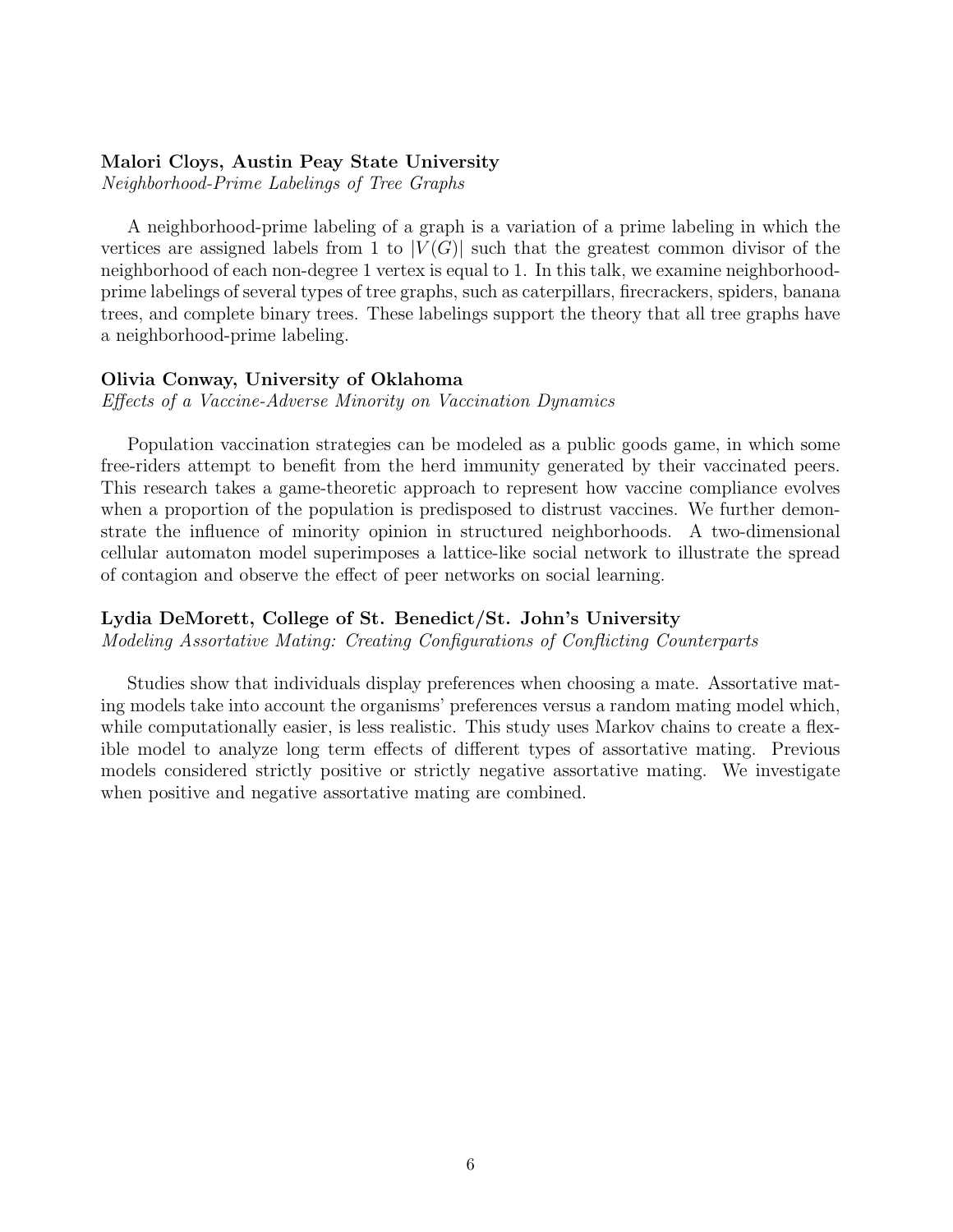**Malori Cloys, Austin Peay State University**
*Neighborhood-Prime Labelings of Tree Graphs*

A neighborhood-prime labeling of a graph is a variation of a prime labeling in which the vertices are assigned labels from 1 to $|V(G)|$ such that the greatest common divisor of the neighborhood of each non-degree 1 vertex is equal to 1. In this talk, we examine neighborhood-prime labelings of several types of tree graphs, such as caterpillars, firecrackers, spiders, banana trees, and complete binary trees. These labelings support the theory that all tree graphs have a neighborhood-prime labeling.

**Olivia Conway, University of Oklahoma**
*Effects of a Vaccine-Adverse Minority on Vaccination Dynamics*

Population vaccination strategies can be modeled as a public goods game, in which some free-riders attempt to benefit from the herd immunity generated by their vaccinated peers. This research takes a game-theoretic approach to represent how vaccine compliance evolves when a proportion of the population is predisposed to distrust vaccines. We further demonstrate the influence of minority opinion in structured neighborhoods. A two-dimensional cellular automaton model superimposes a lattice-like social network to illustrate the spread of contagion and observe the effect of peer networks on social learning.

**Lydia DeMorett, College of St. Benedict/St. John's University**
*Modeling Assortative Mating: Creating Configurations of Conflicting Counterparts*

Studies show that individuals display preferences when choosing a mate. Assortative mating models take into account the organisms' preferences versus a random mating model which, while computationally easier, is less realistic. This study uses Markov chains to create a flexible model to analyze long term effects of different types of assortative mating. Previous models considered strictly positive or strictly negative assortative mating. We investigate when positive and negative assortative mating are combined.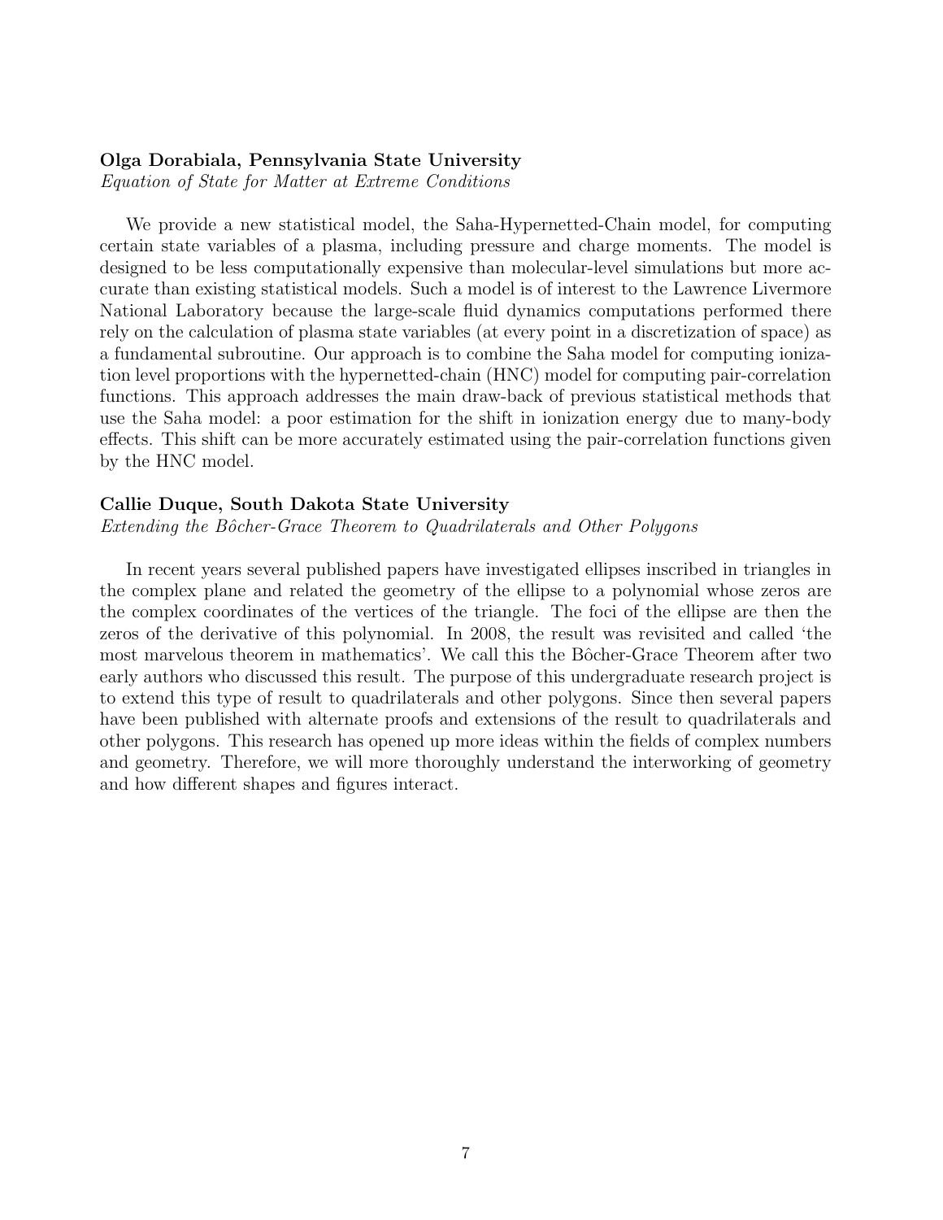**Olga Dorabiala, Pennsylvania State University**
*Equation of State for Matter at Extreme Conditions*

We provide a new statistical model, the Saha-Hypernetted-Chain model, for computing certain state variables of a plasma, including pressure and charge moments. The model is designed to be less computationally expensive than molecular-level simulations but more accurate than existing statistical models. Such a model is of interest to the Lawrence Livermore National Laboratory because the large-scale fluid dynamics computations performed there rely on the calculation of plasma state variables (at every point in a discretization of space) as a fundamental subroutine. Our approach is to combine the Saha model for computing ionization level proportions with the hypernetted-chain (HNC) model for computing pair-correlation functions. This approach addresses the main draw-back of previous statistical methods that use the Saha model: a poor estimation for the shift in ionization energy due to many-body effects. This shift can be more accurately estimated using the pair-correlation functions given by the HNC model.

**Callie Duque, South Dakota State University**
*Extending the Bôcher-Grace Theorem to Quadrilaterals and Other Polygons*

In recent years several published papers have investigated ellipses inscribed in triangles in the complex plane and related the geometry of the ellipse to a polynomial whose zeros are the complex coordinates of the vertices of the triangle. The foci of the ellipse are then the zeros of the derivative of this polynomial. In 2008, the result was revisited and called 'the most marvelous theorem in mathematics'. We call this the Bôcher-Grace Theorem after two early authors who discussed this result. The purpose of this undergraduate research project is to extend this type of result to quadrilaterals and other polygons. Since then several papers have been published with alternate proofs and extensions of the result to quadrilaterals and other polygons. This research has opened up more ideas within the fields of complex numbers and geometry. Therefore, we will more thoroughly understand the interworking of geometry and how different shapes and figures interact.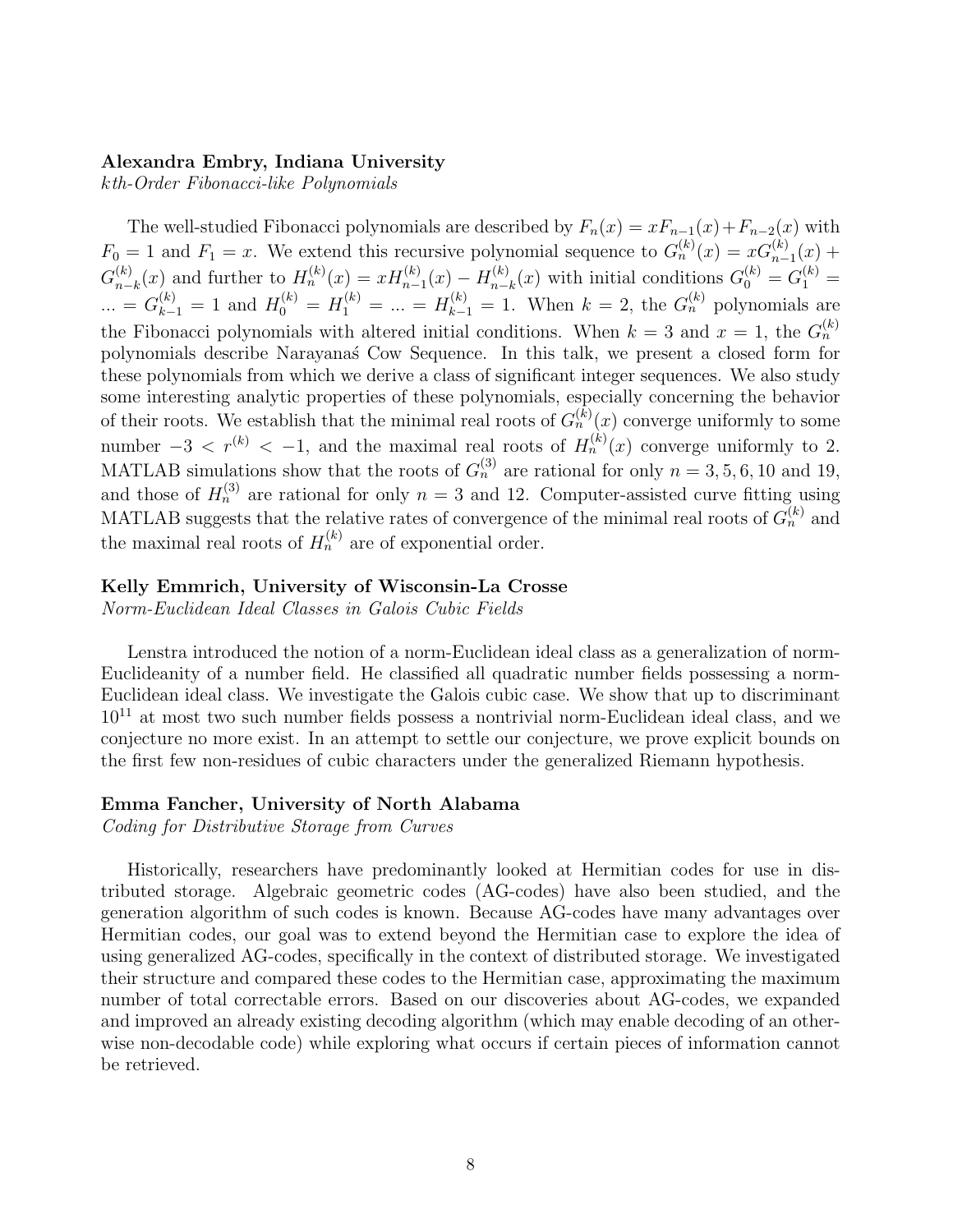**Alexandra Embry, Indiana University**

*kth-Order Fibonacci-like Polynomials*

The well-studied Fibonacci polynomials are described by $F_n(x) = xF_{n-1}(x) + F_{n-2}(x)$ with $F_0 = 1$ and $F_1 = x$. We extend this recursive polynomial sequence to $G_n^{(k)}(x) = xG_{n-1}^{(k)}(x) + G_{n-k}^{(k)}(x)$ and further to $H_n^{(k)}(x) = xH_{n-1}^{(k)}(x) - H_{n-k}^{(k)}(x)$ with initial conditions $G_0^{(k)} = G_1^{(k)} = ... = G_{k-1}^{(k)} = 1$ and $H_0^{(k)} = H_1^{(k)} = ... = H_{k-1}^{(k)} = 1$. When $k = 2$, the $G_n^{(k)}$ polynomials are the Fibonacci polynomials with altered initial conditions. When $k = 3$ and $x = 1$, the $G_n^{(k)}$ polynomials describe Narayanaś Cow Sequence. In this talk, we present a closed form for these polynomials from which we derive a class of significant integer sequences. We also study some interesting analytic properties of these polynomials, especially concerning the behavior of their roots. We establish that the minimal real roots of $G_n^{(k)}(x)$ converge uniformly to some number $-3 < r^{(k)} < -1$, and the maximal real roots of $H_n^{(k)}(x)$ converge uniformly to 2. MATLAB simulations show that the roots of $G_n^{(3)}$ are rational for only $n = 3, 5, 6, 10$ and 19, and those of $H_n^{(3)}$ are rational for only $n = 3$ and 12. Computer-assisted curve fitting using MATLAB suggests that the relative rates of convergence of the minimal real roots of $G_n^{(k)}$ and the maximal real roots of $H_n^{(k)}$ are of exponential order.

**Kelly Emmrich, University of Wisconsin-La Crosse**

*Norm-Euclidean Ideal Classes in Galois Cubic Fields*

Lenstra introduced the notion of a norm-Euclidean ideal class as a generalization of norm-Euclideanity of a number field. He classified all quadratic number fields possessing a norm-Euclidean ideal class. We investigate the Galois cubic case. We show that up to discriminant $10^{11}$ at most two such number fields possess a nontrivial norm-Euclidean ideal class, and we conjecture no more exist. In an attempt to settle our conjecture, we prove explicit bounds on the first few non-residues of cubic characters under the generalized Riemann hypothesis.

**Emma Fancher, University of North Alabama**

*Coding for Distributive Storage from Curves*

Historically, researchers have predominantly looked at Hermitian codes for use in distributed storage. Algebraic geometric codes (AG-codes) have also been studied, and the generation algorithm of such codes is known. Because AG-codes have many advantages over Hermitian codes, our goal was to extend beyond the Hermitian case to explore the idea of using generalized AG-codes, specifically in the context of distributed storage. We investigated their structure and compared these codes to the Hermitian case, approximating the maximum number of total correctable errors. Based on our discoveries about AG-codes, we expanded and improved an already existing decoding algorithm (which may enable decoding of an otherwise non-decodable code) while exploring what occurs if certain pieces of information cannot be retrieved.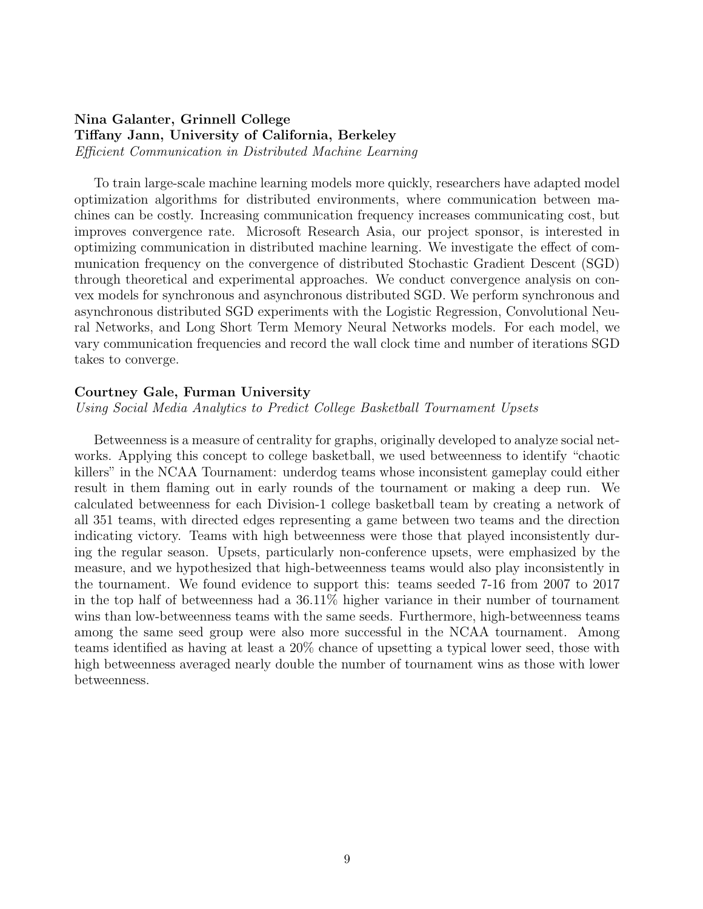**Nina Galanter, Grinnell College**
**Tiffany Jann, University of California, Berkeley**
*Efficient Communication in Distributed Machine Learning*

To train large-scale machine learning models more quickly, researchers have adapted model optimization algorithms for distributed environments, where communication between machines can be costly. Increasing communication frequency increases communicating cost, but improves convergence rate. Microsoft Research Asia, our project sponsor, is interested in optimizing communication in distributed machine learning. We investigate the effect of communication frequency on the convergence of distributed Stochastic Gradient Descent (SGD) through theoretical and experimental approaches. We conduct convergence analysis on convex models for synchronous and asynchronous distributed SGD. We perform synchronous and asynchronous distributed SGD experiments with the Logistic Regression, Convolutional Neural Networks, and Long Short Term Memory Neural Networks models. For each model, we vary communication frequencies and record the wall clock time and number of iterations SGD takes to converge.

**Courtney Gale, Furman University**
*Using Social Media Analytics to Predict College Basketball Tournament Upsets*

Betweenness is a measure of centrality for graphs, originally developed to analyze social networks. Applying this concept to college basketball, we used betweenness to identify "chaotic killers" in the NCAA Tournament: underdog teams whose inconsistent gameplay could either result in them flaming out in early rounds of the tournament or making a deep run. We calculated betweenness for each Division-1 college basketball team by creating a network of all 351 teams, with directed edges representing a game between two teams and the direction indicating victory. Teams with high betweenness were those that played inconsistently during the regular season. Upsets, particularly non-conference upsets, were emphasized by the measure, and we hypothesized that high-betweenness teams would also play inconsistently in the tournament. We found evidence to support this: teams seeded 7-16 from 2007 to 2017 in the top half of betweenness had a 36.11% higher variance in their number of tournament wins than low-betweenness teams with the same seeds. Furthermore, high-betweenness teams among the same seed group were also more successful in the NCAA tournament. Among teams identified as having at least a 20% chance of upsetting a typical lower seed, those with high betweenness averaged nearly double the number of tournament wins as those with lower betweenness.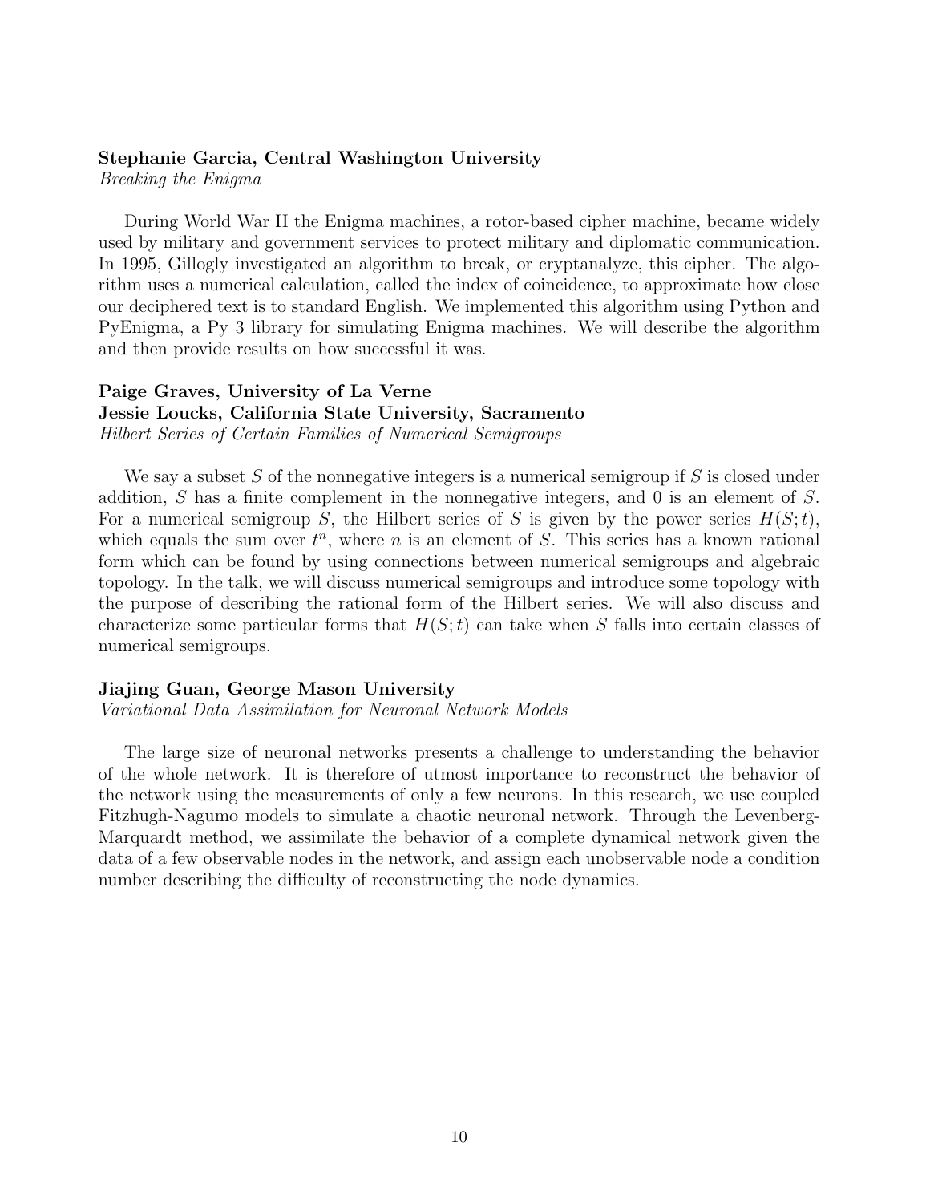**Stephanie Garcia, Central Washington University**
*Breaking the Enigma*

During World War II the Enigma machines, a rotor-based cipher machine, became widely used by military and government services to protect military and diplomatic communication. In 1995, Gillogly investigated an algorithm to break, or cryptanalyze, this cipher. The algorithm uses a numerical calculation, called the index of coincidence, to approximate how close our deciphered text is to standard English. We implemented this algorithm using Python and PyEnigma, a Py 3 library for simulating Enigma machines. We will describe the algorithm and then provide results on how successful it was.

**Paige Graves, University of La Verne**
**Jessie Loucks, California State University, Sacramento**
*Hilbert Series of Certain Families of Numerical Semigroups*

We say a subset $S$ of the nonnegative integers is a numerical semigroup if $S$ is closed under addition, $S$ has a finite complement in the nonnegative integers, and 0 is an element of $S$. For a numerical semigroup $S$, the Hilbert series of $S$ is given by the power series $H(S;t)$, which equals the sum over $t^n$, where $n$ is an element of $S$. This series has a known rational form which can be found by using connections between numerical semigroups and algebraic topology. In the talk, we will discuss numerical semigroups and introduce some topology with the purpose of describing the rational form of the Hilbert series. We will also discuss and characterize some particular forms that $H(S;t)$ can take when $S$ falls into certain classes of numerical semigroups.

**Jiajing Guan, George Mason University**
*Variational Data Assimilation for Neuronal Network Models*

The large size of neuronal networks presents a challenge to understanding the behavior of the whole network. It is therefore of utmost importance to reconstruct the behavior of the network using the measurements of only a few neurons. In this research, we use coupled Fitzhugh-Nagumo models to simulate a chaotic neuronal network. Through the Levenberg-Marquardt method, we assimilate the behavior of a complete dynamical network given the data of a few observable nodes in the network, and assign each unobservable node a condition number describing the difficulty of reconstructing the node dynamics.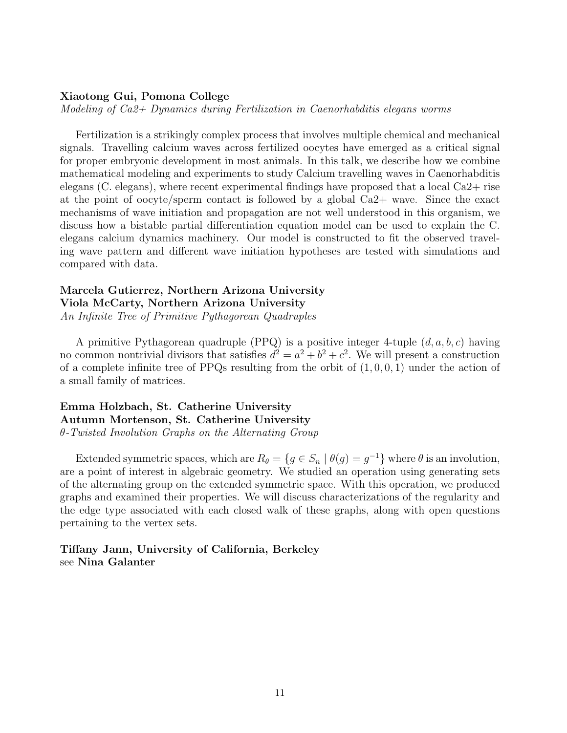**Xiaotong Gui, Pomona College**
*Modeling of Ca2+ Dynamics during Fertilization in Caenorhabditis elegans worms*

Fertilization is a strikingly complex process that involves multiple chemical and mechanical signals. Travelling calcium waves across fertilized oocytes have emerged as a critical signal for proper embryonic development in most animals. In this talk, we describe how we combine mathematical modeling and experiments to study Calcium travelling waves in Caenorhabditis elegans (C. elegans), where recent experimental findings have proposed that a local Ca2+ rise at the point of oocyte/sperm contact is followed by a global Ca2+ wave. Since the exact mechanisms of wave initiation and propagation are not well understood in this organism, we discuss how a bistable partial differentiation equation model can be used to explain the C. elegans calcium dynamics machinery. Our model is constructed to fit the observed traveling wave pattern and different wave initiation hypotheses are tested with simulations and compared with data.

**Marcela Gutierrez, Northern Arizona University**
**Viola McCarty, Northern Arizona University**
*An Infinite Tree of Primitive Pythagorean Quadruples*

A primitive Pythagorean quadruple (PPQ) is a positive integer 4-tuple $(d, a, b, c)$ having no common nontrivial divisors that satisfies $d^2 = a^2 + b^2 + c^2$. We will present a construction of a complete infinite tree of PPQs resulting from the orbit of $(1, 0, 0, 1)$ under the action of a small family of matrices.

**Emma Holzbach, St. Catherine University**
**Autumn Mortenson, St. Catherine University**
*$\theta$-Twisted Involution Graphs on the Alternating Group*

Extended symmetric spaces, which are $R_\theta = \{g \in S_n \mid \theta(g) = g^{-1}\}$ where $\theta$ is an involution, are a point of interest in algebraic geometry. We studied an operation using generating sets of the alternating group on the extended symmetric space. With this operation, we produced graphs and examined their properties. We will discuss characterizations of the regularity and the edge type associated with each closed walk of these graphs, along with open questions pertaining to the vertex sets.

**Tiffany Jann, University of California, Berkeley**
see **Nina Galanter**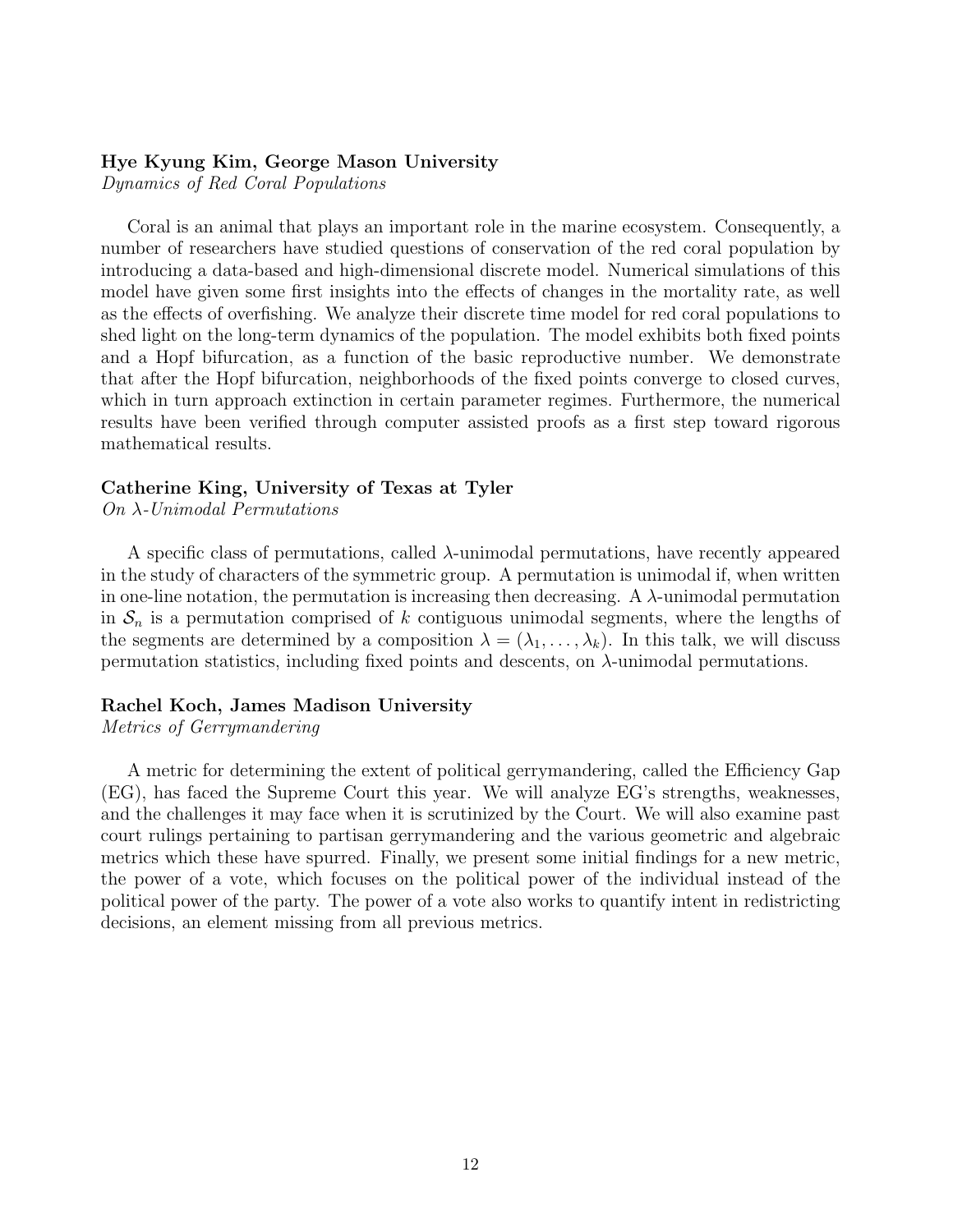**Hye Kyung Kim, George Mason University**
*Dynamics of Red Coral Populations*

Coral is an animal that plays an important role in the marine ecosystem. Consequently, a number of researchers have studied questions of conservation of the red coral population by introducing a data-based and high-dimensional discrete model. Numerical simulations of this model have given some first insights into the effects of changes in the mortality rate, as well as the effects of overfishing. We analyze their discrete time model for red coral populations to shed light on the long-term dynamics of the population. The model exhibits both fixed points and a Hopf bifurcation, as a function of the basic reproductive number. We demonstrate that after the Hopf bifurcation, neighborhoods of the fixed points converge to closed curves, which in turn approach extinction in certain parameter regimes. Furthermore, the numerical results have been verified through computer assisted proofs as a first step toward rigorous mathematical results.

**Catherine King, University of Texas at Tyler**
*On $\lambda$-Unimodal Permutations*

A specific class of permutations, called $\lambda$-unimodal permutations, have recently appeared in the study of characters of the symmetric group. A permutation is unimodal if, when written in one-line notation, the permutation is increasing then decreasing. A $\lambda$-unimodal permutation in $\mathcal{S}_n$ is a permutation comprised of $k$ contiguous unimodal segments, where the lengths of the segments are determined by a composition $\lambda = (\lambda_1, \ldots, \lambda_k)$. In this talk, we will discuss permutation statistics, including fixed points and descents, on $\lambda$-unimodal permutations.

**Rachel Koch, James Madison University**
*Metrics of Gerrymandering*

A metric for determining the extent of political gerrymandering, called the Efficiency Gap (EG), has faced the Supreme Court this year. We will analyze EG's strengths, weaknesses, and the challenges it may face when it is scrutinized by the Court. We will also examine past court rulings pertaining to partisan gerrymandering and the various geometric and algebraic metrics which these have spurred. Finally, we present some initial findings for a new metric, the power of a vote, which focuses on the political power of the individual instead of the political power of the party. The power of a vote also works to quantify intent in redistricting decisions, an element missing from all previous metrics.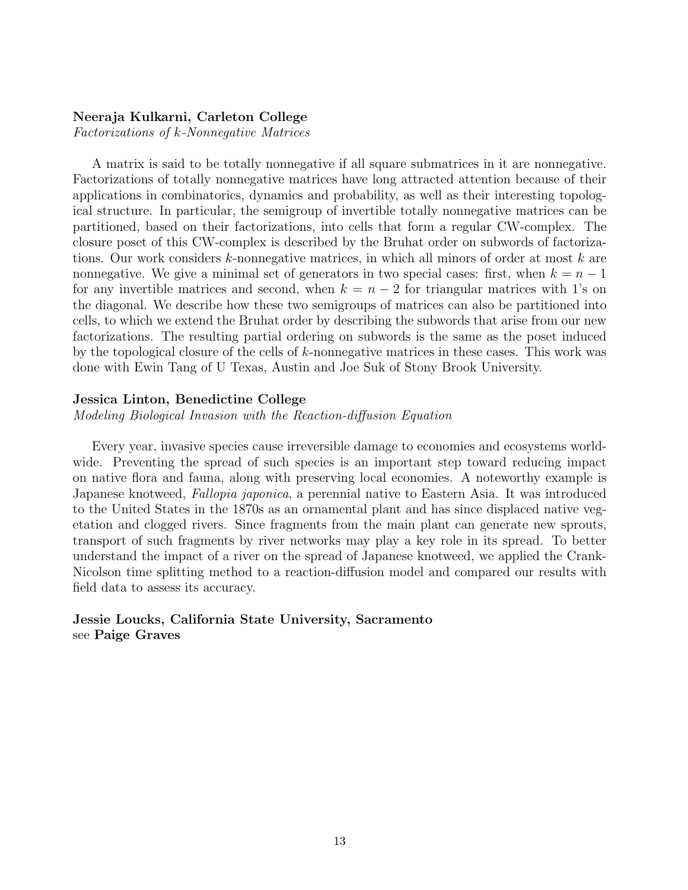**Neeraja Kulkarni, Carleton College**
*Factorizations of k-Nonnegative Matrices*

A matrix is said to be totally nonnegative if all square submatrices in it are nonnegative. Factorizations of totally nonnegative matrices have long attracted attention because of their applications in combinatorics, dynamics and probability, as well as their interesting topological structure. In particular, the semigroup of invertible totally nonnegative matrices can be partitioned, based on their factorizations, into cells that form a regular CW-complex. The closure poset of this CW-complex is described by the Bruhat order on subwords of factorizations. Our work considers $k$-nonnegative matrices, in which all minors of order at most $k$ are nonnegative. We give a minimal set of generators in two special cases: first, when $k = n - 1$ for any invertible matrices and second, when $k = n - 2$ for triangular matrices with 1's on the diagonal. We describe how these two semigroups of matrices can also be partitioned into cells, to which we extend the Bruhat order by describing the subwords that arise from our new factorizations. The resulting partial ordering on subwords is the same as the poset induced by the topological closure of the cells of $k$-nonnegative matrices in these cases. This work was done with Ewin Tang of U Texas, Austin and Joe Suk of Stony Brook University.

**Jessica Linton, Benedictine College**
*Modeling Biological Invasion with the Reaction-diffusion Equation*

Every year, invasive species cause irreversible damage to economies and ecosystems worldwide. Preventing the spread of such species is an important step toward reducing impact on native flora and fauna, along with preserving local economies. A noteworthy example is Japanese knotweed, *Fallopia japonica*, a perennial native to Eastern Asia. It was introduced to the United States in the 1870s as an ornamental plant and has since displaced native vegetation and clogged rivers. Since fragments from the main plant can generate new sprouts, transport of such fragments by river networks may play a key role in its spread. To better understand the impact of a river on the spread of Japanese knotweed, we applied the Crank-Nicolson time splitting method to a reaction-diffusion model and compared our results with field data to assess its accuracy.

**Jessie Loucks, California State University, Sacramento**
see **Paige Graves**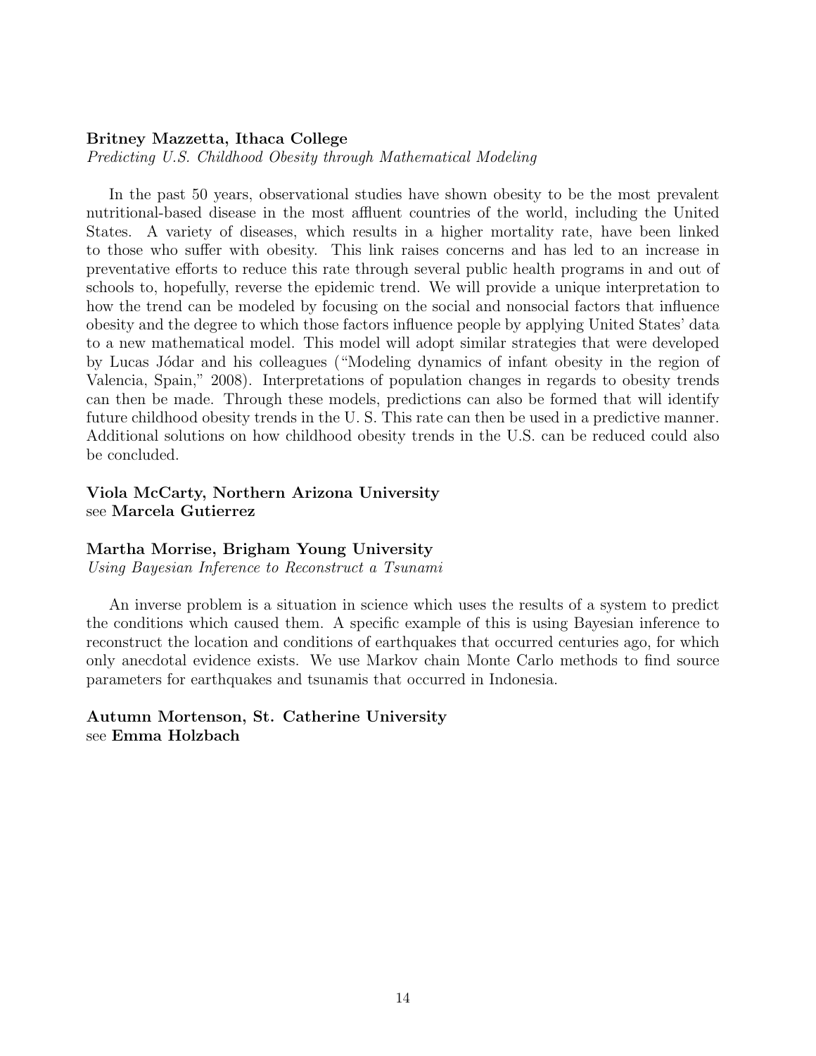**Britney Mazzetta, Ithaca College**
*Predicting U.S. Childhood Obesity through Mathematical Modeling*

In the past 50 years, observational studies have shown obesity to be the most prevalent nutritional-based disease in the most affluent countries of the world, including the United States. A variety of diseases, which results in a higher mortality rate, have been linked to those who suffer with obesity. This link raises concerns and has led to an increase in preventative efforts to reduce this rate through several public health programs in and out of schools to, hopefully, reverse the epidemic trend. We will provide a unique interpretation to how the trend can be modeled by focusing on the social and nonsocial factors that influence obesity and the degree to which those factors influence people by applying United States' data to a new mathematical model. This model will adopt similar strategies that were developed by Lucas Jódar and his colleagues ("Modeling dynamics of infant obesity in the region of Valencia, Spain," 2008). Interpretations of population changes in regards to obesity trends can then be made. Through these models, predictions can also be formed that will identify future childhood obesity trends in the U. S. This rate can then be used in a predictive manner. Additional solutions on how childhood obesity trends in the U.S. can be reduced could also be concluded.

**Viola McCarty, Northern Arizona University**
see **Marcela Gutierrez**

**Martha Morrise, Brigham Young University**
*Using Bayesian Inference to Reconstruct a Tsunami*

An inverse problem is a situation in science which uses the results of a system to predict the conditions which caused them. A specific example of this is using Bayesian inference to reconstruct the location and conditions of earthquakes that occurred centuries ago, for which only anecdotal evidence exists. We use Markov chain Monte Carlo methods to find source parameters for earthquakes and tsunamis that occurred in Indonesia.

**Autumn Mortenson, St. Catherine University**
see **Emma Holzbach**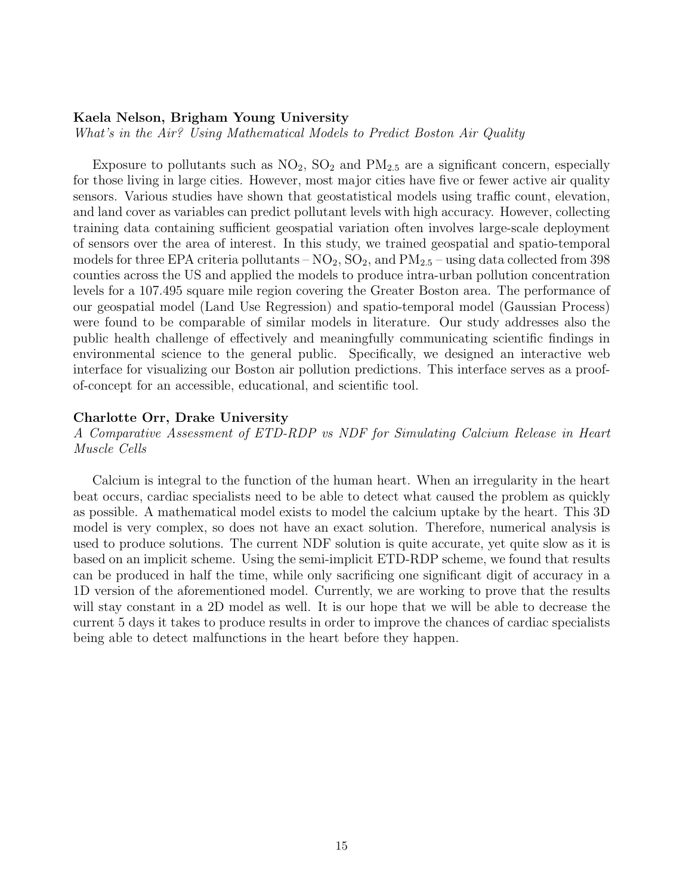**Kaela Nelson, Brigham Young University**

*What's in the Air? Using Mathematical Models to Predict Boston Air Quality*

Exposure to pollutants such as $NO_2$, $SO_2$ and $PM_{2.5}$ are a significant concern, especially for those living in large cities. However, most major cities have five or fewer active air quality sensors. Various studies have shown that geostatistical models using traffic count, elevation, and land cover as variables can predict pollutant levels with high accuracy. However, collecting training data containing sufficient geospatial variation often involves large-scale deployment of sensors over the area of interest. In this study, we trained geospatial and spatio-temporal models for three EPA criteria pollutants – $NO_2$, $SO_2$, and $PM_{2.5}$ – using data collected from 398 counties across the US and applied the models to produce intra-urban pollution concentration levels for a 107.495 square mile region covering the Greater Boston area. The performance of our geospatial model (Land Use Regression) and spatio-temporal model (Gaussian Process) were found to be comparable of similar models in literature. Our study addresses also the public health challenge of effectively and meaningfully communicating scientific findings in environmental science to the general public. Specifically, we designed an interactive web interface for visualizing our Boston air pollution predictions. This interface serves as a proof-of-concept for an accessible, educational, and scientific tool.

**Charlotte Orr, Drake University**

*A Comparative Assessment of ETD-RDP vs NDF for Simulating Calcium Release in Heart Muscle Cells*

Calcium is integral to the function of the human heart. When an irregularity in the heart beat occurs, cardiac specialists need to be able to detect what caused the problem as quickly as possible. A mathematical model exists to model the calcium uptake by the heart. This 3D model is very complex, so does not have an exact solution. Therefore, numerical analysis is used to produce solutions. The current NDF solution is quite accurate, yet quite slow as it is based on an implicit scheme. Using the semi-implicit ETD-RDP scheme, we found that results can be produced in half the time, while only sacrificing one significant digit of accuracy in a 1D version of the aforementioned model. Currently, we are working to prove that the results will stay constant in a 2D model as well. It is our hope that we will be able to decrease the current 5 days it takes to produce results in order to improve the chances of cardiac specialists being able to detect malfunctions in the heart before they happen.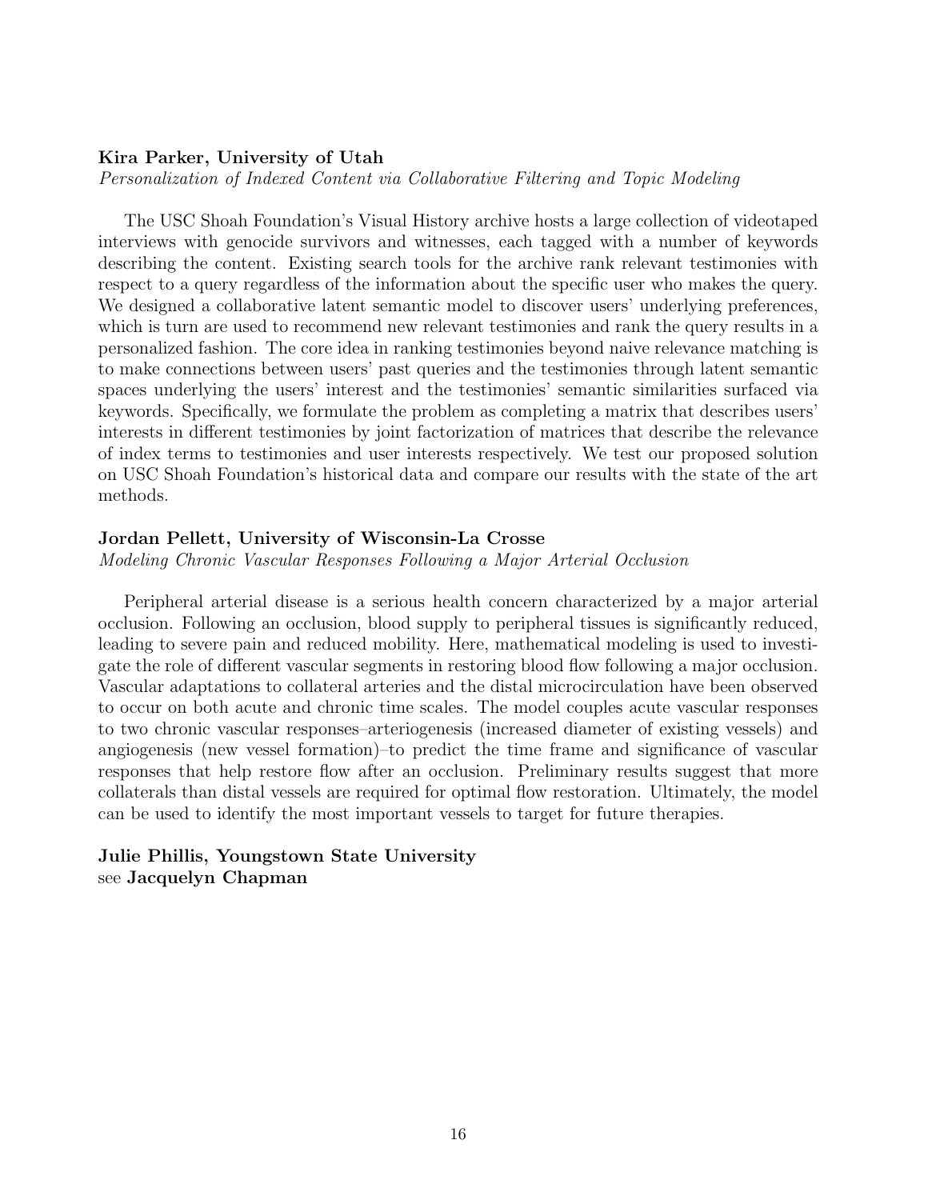**Kira Parker, University of Utah**
*Personalization of Indexed Content via Collaborative Filtering and Topic Modeling*

The USC Shoah Foundation's Visual History archive hosts a large collection of videotaped interviews with genocide survivors and witnesses, each tagged with a number of keywords describing the content. Existing search tools for the archive rank relevant testimonies with respect to a query regardless of the information about the specific user who makes the query. We designed a collaborative latent semantic model to discover users' underlying preferences, which is turn are used to recommend new relevant testimonies and rank the query results in a personalized fashion. The core idea in ranking testimonies beyond naive relevance matching is to make connections between users' past queries and the testimonies through latent semantic spaces underlying the users' interest and the testimonies' semantic similarities surfaced via keywords. Specifically, we formulate the problem as completing a matrix that describes users' interests in different testimonies by joint factorization of matrices that describe the relevance of index terms to testimonies and user interests respectively. We test our proposed solution on USC Shoah Foundation's historical data and compare our results with the state of the art methods.

**Jordan Pellett, University of Wisconsin-La Crosse**
*Modeling Chronic Vascular Responses Following a Major Arterial Occlusion*

Peripheral arterial disease is a serious health concern characterized by a major arterial occlusion. Following an occlusion, blood supply to peripheral tissues is significantly reduced, leading to severe pain and reduced mobility. Here, mathematical modeling is used to investigate the role of different vascular segments in restoring blood flow following a major occlusion. Vascular adaptations to collateral arteries and the distal microcirculation have been observed to occur on both acute and chronic time scales. The model couples acute vascular responses to two chronic vascular responses–arteriogenesis (increased diameter of existing vessels) and angiogenesis (new vessel formation)–to predict the time frame and significance of vascular responses that help restore flow after an occlusion. Preliminary results suggest that more collaterals than distal vessels are required for optimal flow restoration. Ultimately, the model can be used to identify the most important vessels to target for future therapies.

**Julie Phillis, Youngstown State University**
see **Jacquelyn Chapman**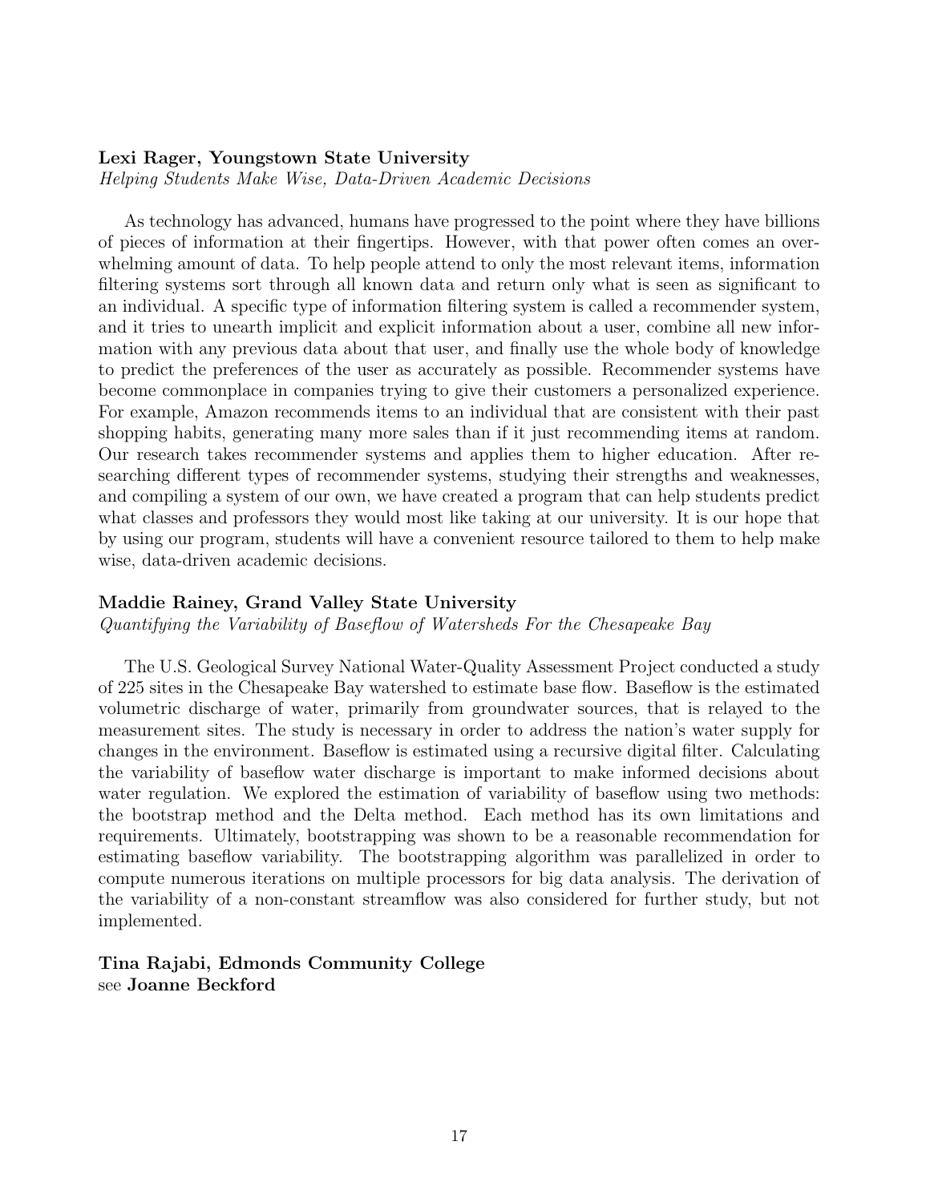**Lexi Rager, Youngstown State University**
*Helping Students Make Wise, Data-Driven Academic Decisions*

As technology has advanced, humans have progressed to the point where they have billions of pieces of information at their fingertips. However, with that power often comes an overwhelming amount of data. To help people attend to only the most relevant items, information filtering systems sort through all known data and return only what is seen as significant to an individual. A specific type of information filtering system is called a recommender system, and it tries to unearth implicit and explicit information about a user, combine all new information with any previous data about that user, and finally use the whole body of knowledge to predict the preferences of the user as accurately as possible. Recommender systems have become commonplace in companies trying to give their customers a personalized experience. For example, Amazon recommends items to an individual that are consistent with their past shopping habits, generating many more sales than if it just recommending items at random. Our research takes recommender systems and applies them to higher education. After researching different types of recommender systems, studying their strengths and weaknesses, and compiling a system of our own, we have created a program that can help students predict what classes and professors they would most like taking at our university. It is our hope that by using our program, students will have a convenient resource tailored to them to help make wise, data-driven academic decisions.

**Maddie Rainey, Grand Valley State University**
*Quantifying the Variability of Baseflow of Watersheds For the Chesapeake Bay*

The U.S. Geological Survey National Water-Quality Assessment Project conducted a study of 225 sites in the Chesapeake Bay watershed to estimate base flow. Baseflow is the estimated volumetric discharge of water, primarily from groundwater sources, that is relayed to the measurement sites. The study is necessary in order to address the nation's water supply for changes in the environment. Baseflow is estimated using a recursive digital filter. Calculating the variability of baseflow water discharge is important to make informed decisions about water regulation. We explored the estimation of variability of baseflow using two methods: the bootstrap method and the Delta method. Each method has its own limitations and requirements. Ultimately, bootstrapping was shown to be a reasonable recommendation for estimating baseflow variability. The bootstrapping algorithm was parallelized in order to compute numerous iterations on multiple processors for big data analysis. The derivation of the variability of a non-constant streamflow was also considered for further study, but not implemented.

**Tina Rajabi, Edmonds Community College**
see **Joanne Beckford**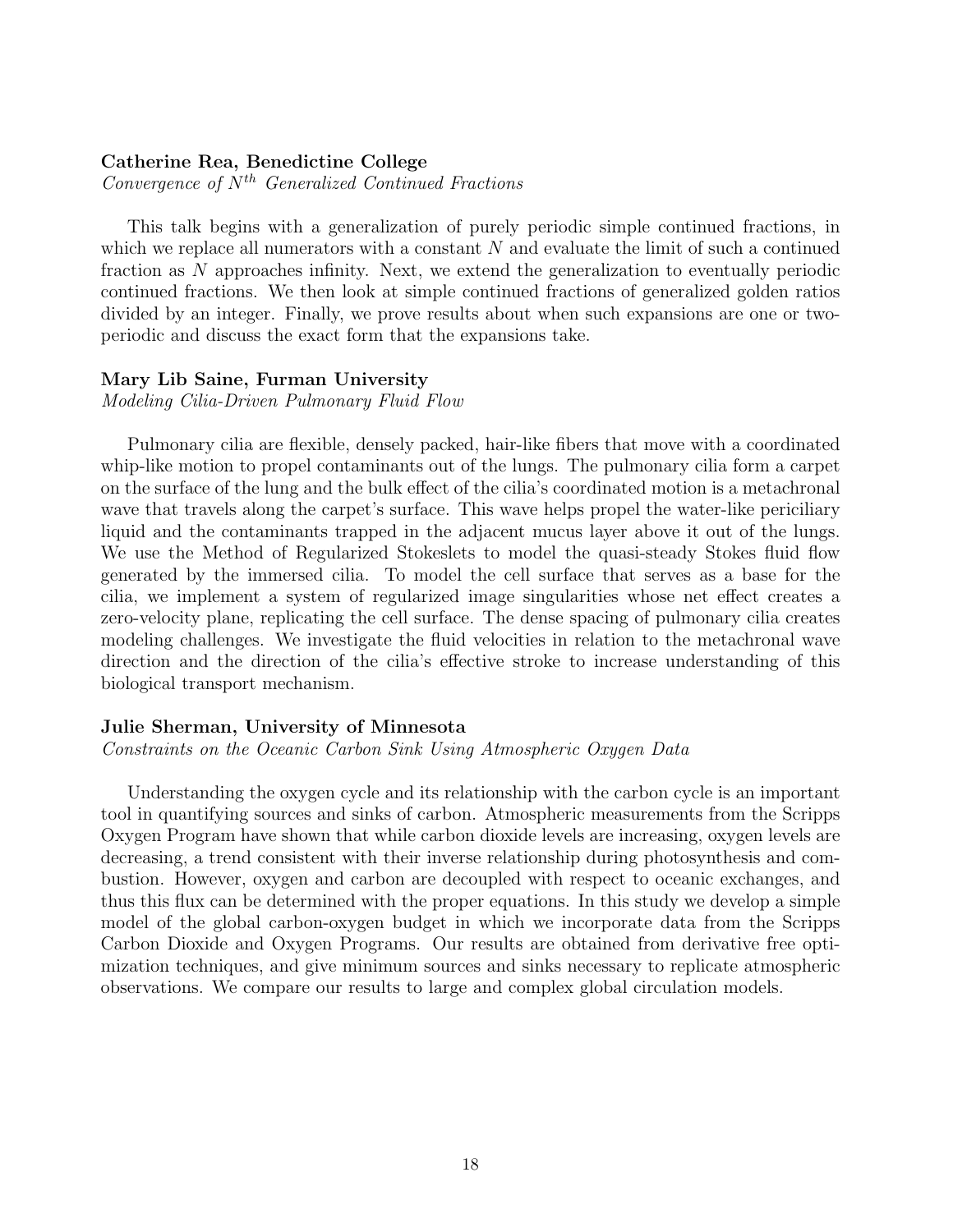**Catherine Rea, Benedictine College**

*Convergence of $N^{th}$ Generalized Continued Fractions*

This talk begins with a generalization of purely periodic simple continued fractions, in which we replace all numerators with a constant $N$ and evaluate the limit of such a continued fraction as $N$ approaches infinity. Next, we extend the generalization to eventually periodic continued fractions. We then look at simple continued fractions of generalized golden ratios divided by an integer. Finally, we prove results about when such expansions are one or two-periodic and discuss the exact form that the expansions take.

**Mary Lib Saine, Furman University**

*Modeling Cilia-Driven Pulmonary Fluid Flow*

Pulmonary cilia are flexible, densely packed, hair-like fibers that move with a coordinated whip-like motion to propel contaminants out of the lungs. The pulmonary cilia form a carpet on the surface of the lung and the bulk effect of the cilia's coordinated motion is a metachronal wave that travels along the carpet's surface. This wave helps propel the water-like periciliary liquid and the contaminants trapped in the adjacent mucus layer above it out of the lungs. We use the Method of Regularized Stokeslets to model the quasi-steady Stokes fluid flow generated by the immersed cilia. To model the cell surface that serves as a base for the cilia, we implement a system of regularized image singularities whose net effect creates a zero-velocity plane, replicating the cell surface. The dense spacing of pulmonary cilia creates modeling challenges. We investigate the fluid velocities in relation to the metachronal wave direction and the direction of the cilia's effective stroke to increase understanding of this biological transport mechanism.

**Julie Sherman, University of Minnesota**

*Constraints on the Oceanic Carbon Sink Using Atmospheric Oxygen Data*

Understanding the oxygen cycle and its relationship with the carbon cycle is an important tool in quantifying sources and sinks of carbon. Atmospheric measurements from the Scripps Oxygen Program have shown that while carbon dioxide levels are increasing, oxygen levels are decreasing, a trend consistent with their inverse relationship during photosynthesis and combustion. However, oxygen and carbon are decoupled with respect to oceanic exchanges, and thus this flux can be determined with the proper equations. In this study we develop a simple model of the global carbon-oxygen budget in which we incorporate data from the Scripps Carbon Dioxide and Oxygen Programs. Our results are obtained from derivative free optimization techniques, and give minimum sources and sinks necessary to replicate atmospheric observations. We compare our results to large and complex global circulation models.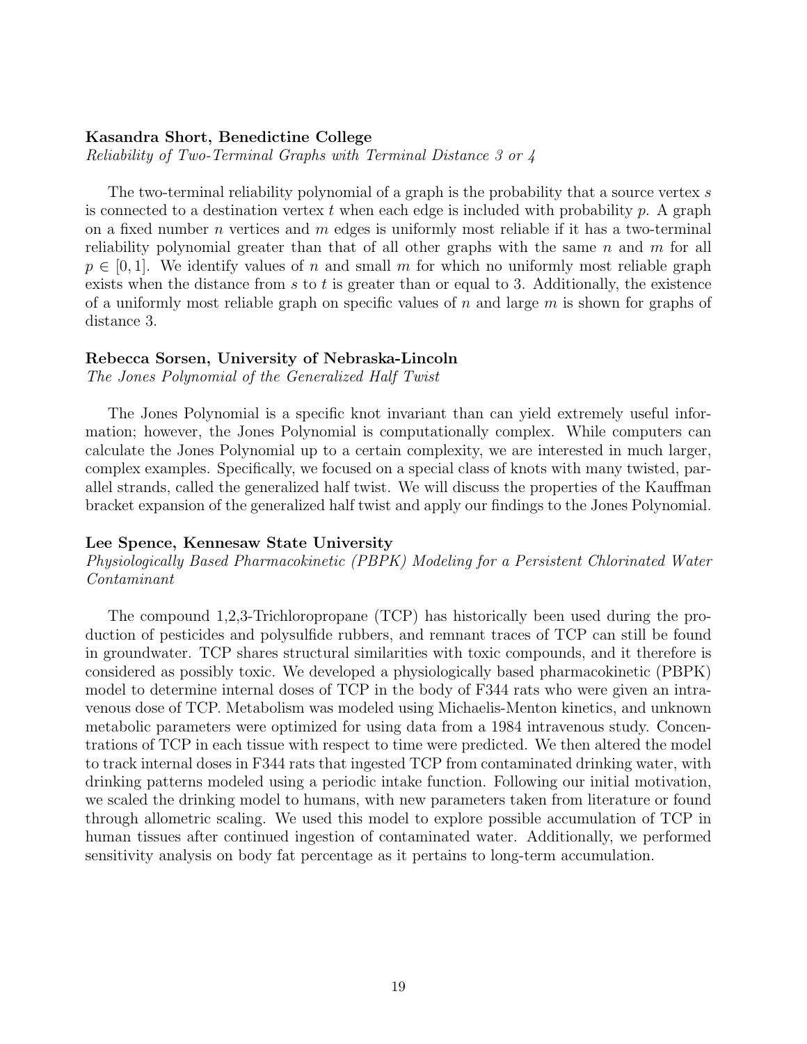**Kasandra Short, Benedictine College**

*Reliability of Two-Terminal Graphs with Terminal Distance 3 or 4*

The two-terminal reliability polynomial of a graph is the probability that a source vertex $s$ is connected to a destination vertex $t$ when each edge is included with probability $p$. A graph on a fixed number $n$ vertices and $m$ edges is uniformly most reliable if it has a two-terminal reliability polynomial greater than that of all other graphs with the same $n$ and $m$ for all $p \in [0, 1]$. We identify values of $n$ and small $m$ for which no uniformly most reliable graph exists when the distance from $s$ to $t$ is greater than or equal to 3. Additionally, the existence of a uniformly most reliable graph on specific values of $n$ and large $m$ is shown for graphs of distance 3.

**Rebecca Sorsen, University of Nebraska-Lincoln**

*The Jones Polynomial of the Generalized Half Twist*

The Jones Polynomial is a specific knot invariant than can yield extremely useful information; however, the Jones Polynomial is computationally complex. While computers can calculate the Jones Polynomial up to a certain complexity, we are interested in much larger, complex examples. Specifically, we focused on a special class of knots with many twisted, parallel strands, called the generalized half twist. We will discuss the properties of the Kauffman bracket expansion of the generalized half twist and apply our findings to the Jones Polynomial.

**Lee Spence, Kennesaw State University**

*Physiologically Based Pharmacokinetic (PBPK) Modeling for a Persistent Chlorinated Water Contaminant*

The compound 1,2,3-Trichloropropane (TCP) has historically been used during the production of pesticides and polysulfide rubbers, and remnant traces of TCP can still be found in groundwater. TCP shares structural similarities with toxic compounds, and it therefore is considered as possibly toxic. We developed a physiologically based pharmacokinetic (PBPK) model to determine internal doses of TCP in the body of F344 rats who were given an intravenous dose of TCP. Metabolism was modeled using Michaelis-Menton kinetics, and unknown metabolic parameters were optimized for using data from a 1984 intravenous study. Concentrations of TCP in each tissue with respect to time were predicted. We then altered the model to track internal doses in F344 rats that ingested TCP from contaminated drinking water, with drinking patterns modeled using a periodic intake function. Following our initial motivation, we scaled the drinking model to humans, with new parameters taken from literature or found through allometric scaling. We used this model to explore possible accumulation of TCP in human tissues after continued ingestion of contaminated water. Additionally, we performed sensitivity analysis on body fat percentage as it pertains to long-term accumulation.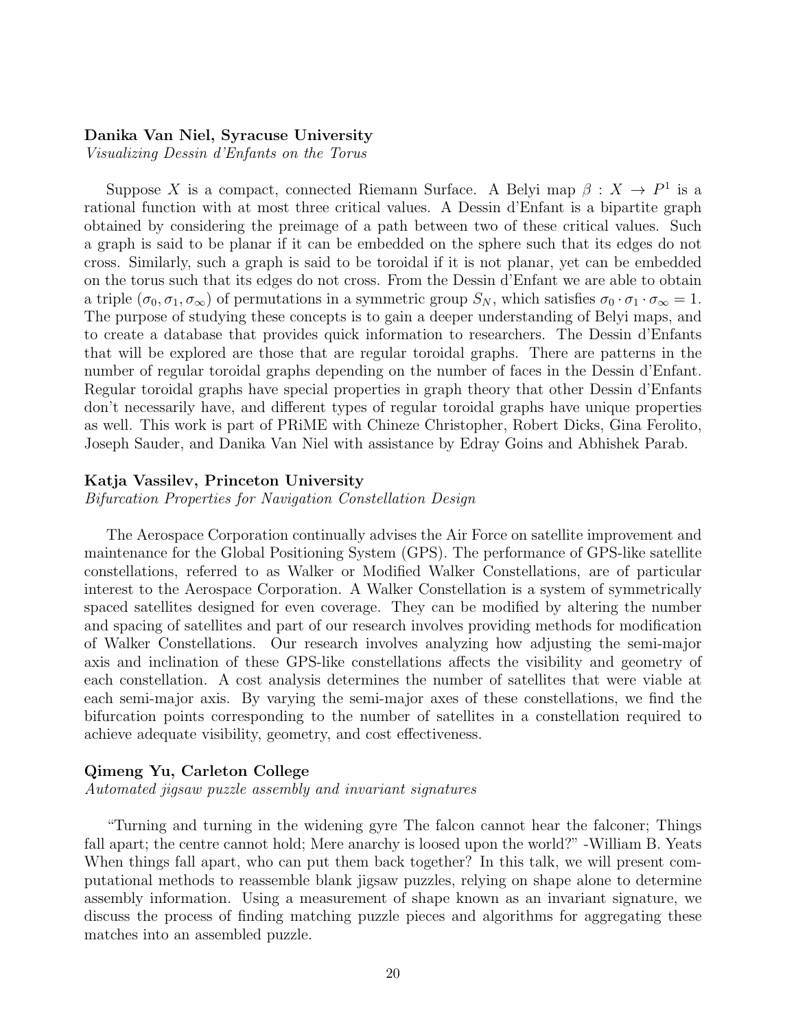**Danika Van Niel, Syracuse University**
*Visualizing Dessin d'Enfants on the Torus*

Suppose $X$ is a compact, connected Riemann Surface. A Belyi map $\beta : X \rightarrow P^1$ is a rational function with at most three critical values. A Dessin d'Enfant is a bipartite graph obtained by considering the preimage of a path between two of these critical values. Such a graph is said to be planar if it can be embedded on the sphere such that its edges do not cross. Similarly, such a graph is said to be toroidal if it is not planar, yet can be embedded on the torus such that its edges do not cross. From the Dessin d'Enfant we are able to obtain a triple $(\sigma_0, \sigma_1, \sigma_\infty)$ of permutations in a symmetric group $S_N$, which satisfies $\sigma_0 \cdot \sigma_1 \cdot \sigma_\infty = 1$. The purpose of studying these concepts is to gain a deeper understanding of Belyi maps, and to create a database that provides quick information to researchers. The Dessin d'Enfants that will be explored are those that are regular toroidal graphs. There are patterns in the number of regular toroidal graphs depending on the number of faces in the Dessin d'Enfant. Regular toroidal graphs have special properties in graph theory that other Dessin d'Enfants don't necessarily have, and different types of regular toroidal graphs have unique properties as well. This work is part of PRiME with Chineze Christopher, Robert Dicks, Gina Ferolito, Joseph Sauder, and Danika Van Niel with assistance by Edray Goins and Abhishek Parab.

**Katja Vassilev, Princeton University**
*Bifurcation Properties for Navigation Constellation Design*

The Aerospace Corporation continually advises the Air Force on satellite improvement and maintenance for the Global Positioning System (GPS). The performance of GPS-like satellite constellations, referred to as Walker or Modified Walker Constellations, are of particular interest to the Aerospace Corporation. A Walker Constellation is a system of symmetrically spaced satellites designed for even coverage. They can be modified by altering the number and spacing of satellites and part of our research involves providing methods for modification of Walker Constellations. Our research involves analyzing how adjusting the semi-major axis and inclination of these GPS-like constellations affects the visibility and geometry of each constellation. A cost analysis determines the number of satellites that were viable at each semi-major axis. By varying the semi-major axes of these constellations, we find the bifurcation points corresponding to the number of satellites in a constellation required to achieve adequate visibility, geometry, and cost effectiveness.

**Qimeng Yu, Carleton College**
*Automated jigsaw puzzle assembly and invariant signatures*

"Turning and turning in the widening gyre The falcon cannot hear the falconer; Things fall apart; the centre cannot hold; Mere anarchy is loosed upon the world?" -William B. Yeats When things fall apart, who can put them back together? In this talk, we will present computational methods to reassemble blank jigsaw puzzles, relying on shape alone to determine assembly information. Using a measurement of shape known as an invariant signature, we discuss the process of finding matching puzzle pieces and algorithms for aggregating these matches into an assembled puzzle.